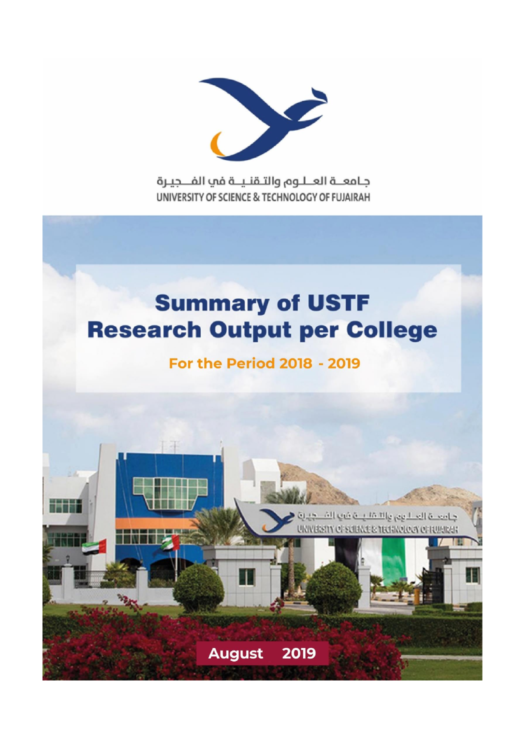جـامعــة العـلـوم والتـقنيــة في الفــجيـرة

UNIVERSITY OF SCIENCE & TECHNOLOGY OF FUJAIRAH

# Summary of USTF Research Output per College

## For the Period 2018 - 2019

August 2019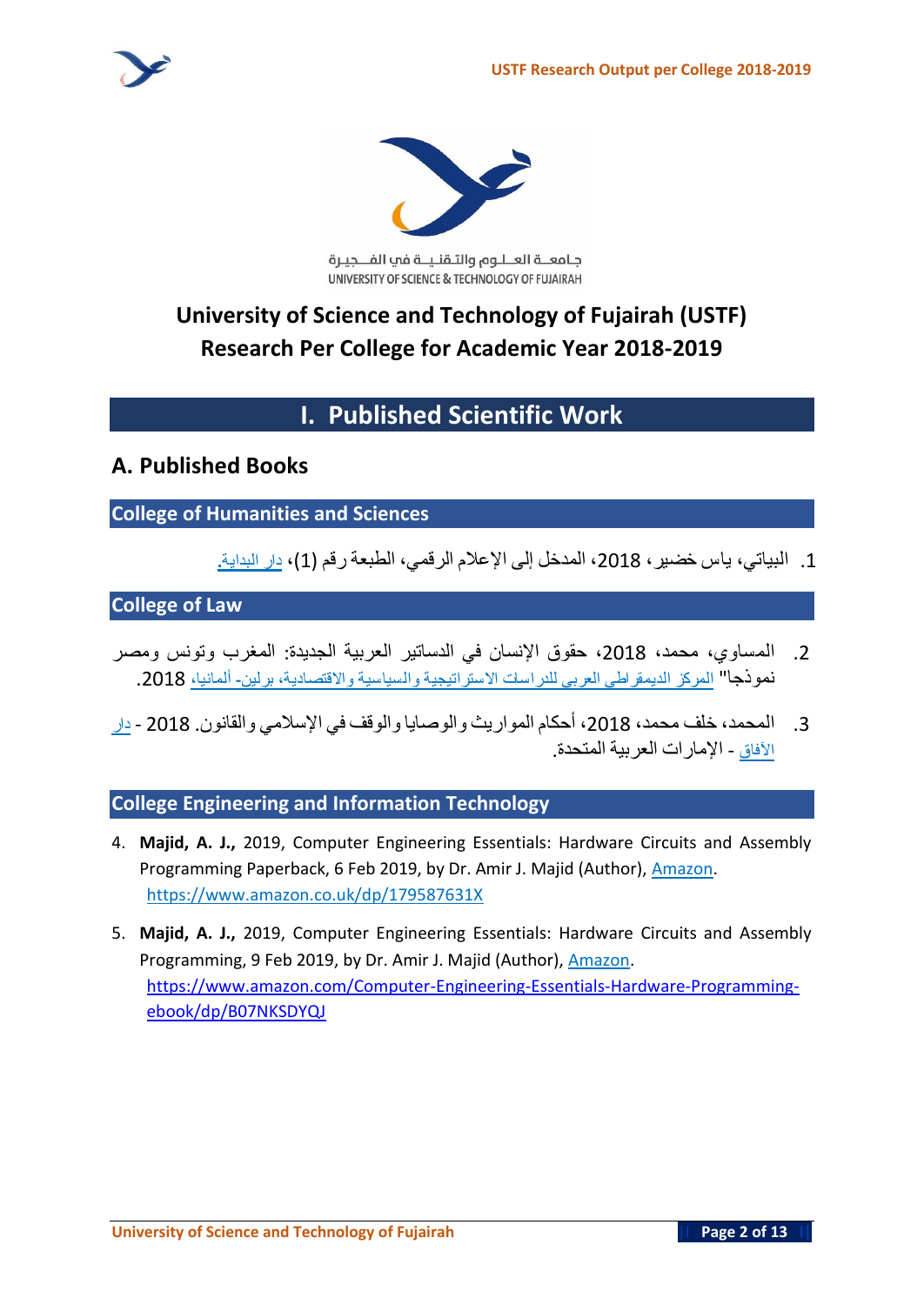جـامعــة العــلــوم والتـقـنـيــة في الفــجـيـرة
UNIVERSITY OF SCIENCE & TECHNOLOGY OF FUJAIRAH

# University of Science and Technology of Fujairah (USTF) Research Per College for Academic Year 2018-2019

## I. Published Scientific Work

### A. Published Books

#### College of Humanities and Sciences

1. البياتي، ياس خضير، 2018، المدخل إلى الإعلام الرقمي، الطبعة رقم (1)، دار البداية.

#### College of Law

2. المساوي، محمد، 2018، حقوق الإنسان في الدساتير العربية الجديدة: المغرب وتونس ومصر نموذجا" المركز الديمقراطي العربي للدراسات الاستراتيجية والسياسية والاقتصادية، برلين- ألمانيا، 2018.

3. المحمد، خلف محمد، 2018، أحكام المواريث والوصايا والوقف في الإسلامي والقانون. 2018 - دار الآفاق - الإمارات العربية المتحدة.

#### College Engineering and Information Technology

4. **Majid, A. J.,** 2019, Computer Engineering Essentials: Hardware Circuits and Assembly Programming Paperback, 6 Feb 2019, by Dr. Amir J. Majid (Author), Amazon. https://www.amazon.co.uk/dp/179587631X

5. **Majid, A. J.,** 2019, Computer Engineering Essentials: Hardware Circuits and Assembly Programming, 9 Feb 2019, by Dr. Amir J. Majid (Author), Amazon. https://www.amazon.com/Computer-Engineering-Essentials-Hardware-Programming-ebook/dp/B07NKSDYQJ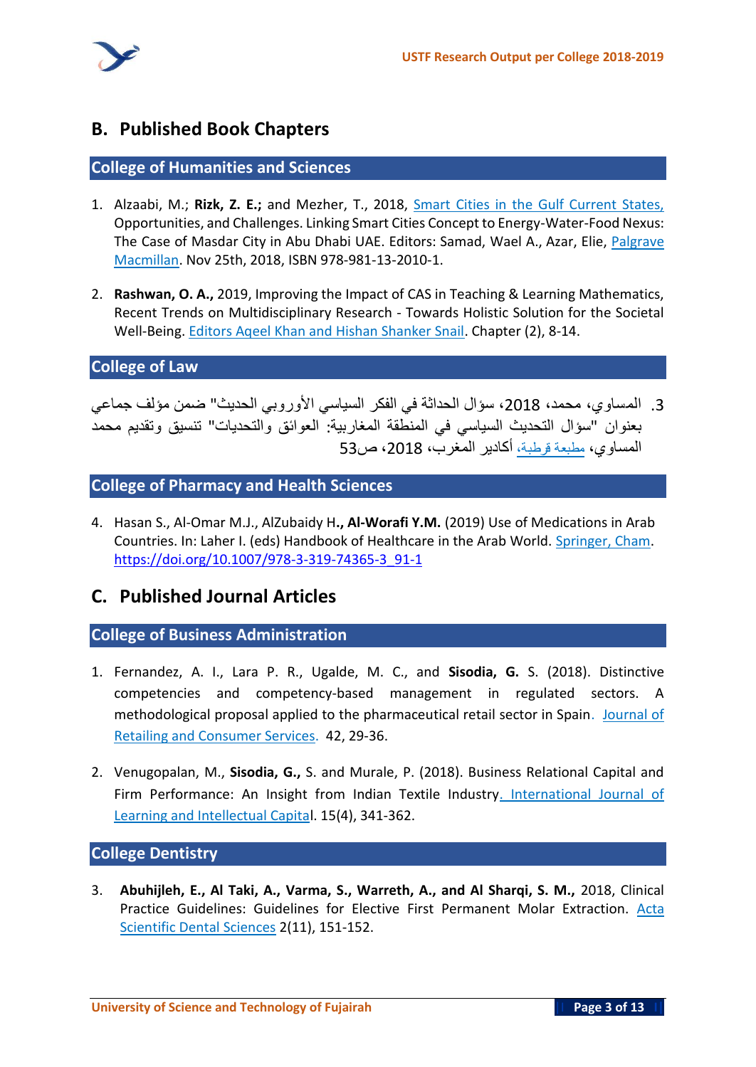## B. Published Book Chapters

### College of Humanities and Sciences

1. Alzaabi, M.; **Rizk, Z. E.;** and Mezher, T., 2018, Smart Cities in the Gulf Current States, Opportunities, and Challenges. Linking Smart Cities Concept to Energy-Water-Food Nexus: The Case of Masdar City in Abu Dhabi UAE. Editors: Samad, Wael A., Azar, Elie, Palgrave Macmillan. Nov 25th, 2018, ISBN 978-981-13-2010-1.

2. **Rashwan, O. A.,** 2019, Improving the Impact of CAS in Teaching & Learning Mathematics, Recent Trends on Multidisciplinary Research - Towards Holistic Solution for the Societal Well-Being. Editors Aqeel Khan and Hishan Shanker Snail. Chapter (2), 8-14.

### College of Law

3. المساوي، محمد، 2018، سؤال الحداثة في الفكر السياسي الأوروبي الحديث" ضمن مؤلف جماعي بعنوان "سؤال التحديث السياسي في المنطقة المغاربية: العوائق والتحديات" تنسيق وتقديم محمد المساوي، مطبعة قرطبة، أكادير المغرب، 2018، ص53

### College of Pharmacy and Health Sciences

4. Hasan S., Al-Omar M.J., AlZubaidy H**., Al-Worafi Y.M.** (2019) Use of Medications in Arab Countries. In: Laher I. (eds) Handbook of Healthcare in the Arab World. Springer, Cham. https://doi.org/10.1007/978-3-319-74365-3_91-1

## C. Published Journal Articles

### College of Business Administration

1. Fernandez, A. I., Lara P. R., Ugalde, M. C., and **Sisodia, G.** S. (2018). Distinctive competencies and competency-based management in regulated sectors. A methodological proposal applied to the pharmaceutical retail sector in Spain. Journal of Retailing and Consumer Services. 42, 29-36.

2. Venugopalan, M., **Sisodia, G.,** S. and Murale, P. (2018). Business Relational Capital and Firm Performance: An Insight from Indian Textile Industry. International Journal of Learning and Intellectual Capital. 15(4), 341-362.

### College Dentistry

3. **Abuhijleh, E., Al Taki, A., Varma, S., Warreth, A., and Al Sharqi, S. M.,** 2018, Clinical Practice Guidelines: Guidelines for Elective First Permanent Molar Extraction. Acta Scientific Dental Sciences 2(11), 151-152.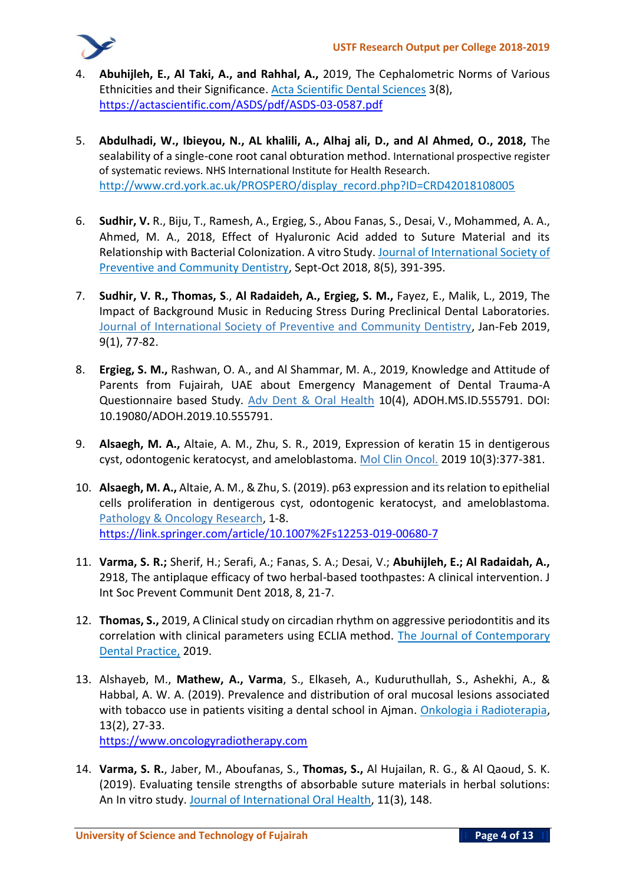4. **Abuhijleh, E., Al Taki, A., and Rahhal, A.,** 2019, The Cephalometric Norms of Various Ethnicities and their Significance. Acta Scientific Dental Sciences 3(8), https://actascientific.com/ASDS/pdf/ASDS-03-0587.pdf

5. **Abdulhadi, W., Ibieyou, N., AL khalili, A., Alhaj ali, D., and Al Ahmed, O., 2018,** The sealability of a single-cone root canal obturation method. International prospective register of systematic reviews. NHS International Institute for Health Research. http://www.crd.york.ac.uk/PROSPERO/display_record.php?ID=CRD42018108005

6. **Sudhir, V.** R., Biju, T., Ramesh, A., Ergieg, S., Abou Fanas, S., Desai, V., Mohammed, A. A., Ahmed, M. A., 2018, Effect of Hyaluronic Acid added to Suture Material and its Relationship with Bacterial Colonization. A vitro Study. Journal of International Society of Preventive and Community Dentistry, Sept-Oct 2018, 8(5), 391-395.

7. **Sudhir, V. R., Thomas, S**., **Al Radaideh, A., Ergieg, S. M.,** Fayez, E., Malik, L., 2019, The Impact of Background Music in Reducing Stress During Preclinical Dental Laboratories. Journal of International Society of Preventive and Community Dentistry, Jan-Feb 2019, 9(1), 77-82.

8. **Ergieg, S. M.,** Rashwan, O. A., and Al Shammar, M. A., 2019, Knowledge and Attitude of Parents from Fujairah, UAE about Emergency Management of Dental Trauma-A Questionnaire based Study. Adv Dent & Oral Health 10(4), ADOH.MS.ID.555791. DOI: 10.19080/ADOH.2019.10.555791.

9. **Alsaegh, M. A.,** Altaie, A. M., Zhu, S. R., 2019, Expression of keratin 15 in dentigerous cyst, odontogenic keratocyst, and ameloblastoma. Mol Clin Oncol. 2019 10(3):377-381.

10. **Alsaegh, M. A.,** Altaie, A. M., & Zhu, S. (2019). p63 expression and its relation to epithelial cells proliferation in dentigerous cyst, odontogenic keratocyst, and ameloblastoma. Pathology & Oncology Research, 1-8. https://link.springer.com/article/10.1007%2Fs12253-019-00680-7

11. **Varma, S. R.;** Sherif, H.; Serafi, A.; Fanas, S. A.; Desai, V.; **Abuhijleh, E.; Al Radaidah, A.,** 2918, The antiplaque efficacy of two herbal-based toothpastes: A clinical intervention. J Int Soc Prevent Communit Dent 2018, 8, 21-7.

12. **Thomas, S.,** 2019, A Clinical study on circadian rhythm on aggressive periodontitis and its correlation with clinical parameters using ECLIA method. The Journal of Contemporary Dental Practice, 2019.

13. Alshayeb, M., **Mathew, A., Varma**, S., Elkaseh, A., Kuduruthullah, S., Ashekhi, A., & Habbal, A. W. A. (2019). Prevalence and distribution of oral mucosal lesions associated with tobacco use in patients visiting a dental school in Ajman. Onkologia i Radioterapia, 13(2), 27-33. https://www.oncologyradiotherapy.com

14. **Varma, S. R.**, Jaber, M., Aboufanas, S., **Thomas, S.,** Al Hujailan, R. G., & Al Qaoud, S. K. (2019). Evaluating tensile strengths of absorbable suture materials in herbal solutions: An In vitro study. Journal of International Oral Health, 11(3), 148.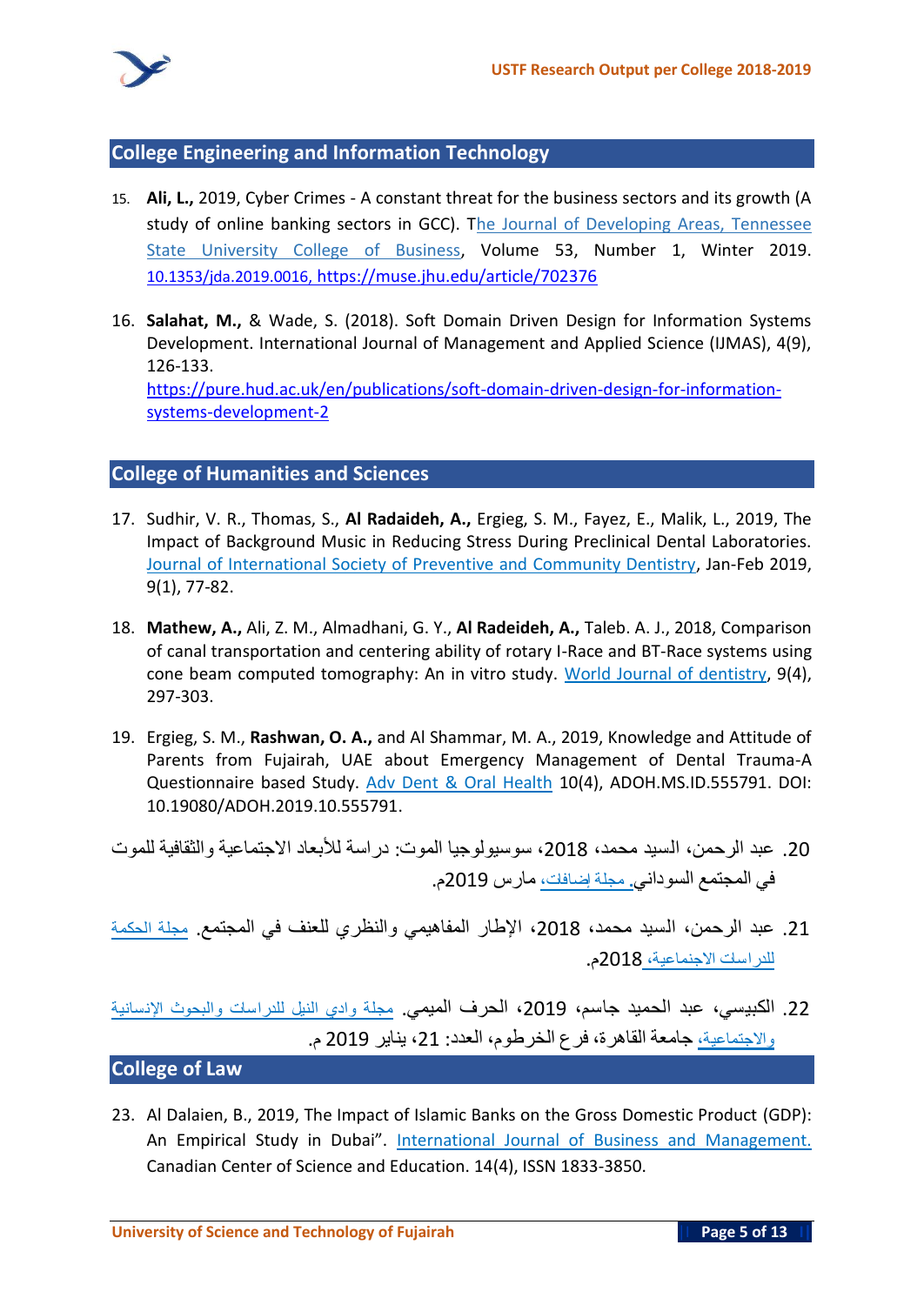## College Engineering and Information Technology

15. **Ali, L.,** 2019, Cyber Crimes - A constant threat for the business sectors and its growth (A study of online banking sectors in GCC). The Journal of Developing Areas, Tennessee State University College of Business, Volume 53, Number 1, Winter 2019. 10.1353/jda.2019.0016, https://muse.jhu.edu/article/702376

16. **Salahat, M.,** & Wade, S. (2018). Soft Domain Driven Design for Information Systems Development. International Journal of Management and Applied Science (IJMAS), 4(9), 126-133. https://pure.hud.ac.uk/en/publications/soft-domain-driven-design-for-information-systems-development-2

## College of Humanities and Sciences

17. Sudhir, V. R., Thomas, S., **Al Radaideh, A.,** Ergieg, S. M., Fayez, E., Malik, L., 2019, The Impact of Background Music in Reducing Stress During Preclinical Dental Laboratories. Journal of International Society of Preventive and Community Dentistry, Jan-Feb 2019, 9(1), 77-82.

18. **Mathew, A.,** Ali, Z. M., Almadhani, G. Y., **Al Radeideh, A.,** Taleb. A. J., 2018, Comparison of canal transportation and centering ability of rotary I-Race and BT-Race systems using cone beam computed tomography: An in vitro study. World Journal of dentistry, 9(4), 297-303.

19. Ergieg, S. M., **Rashwan, O. A.,** and Al Shammar, M. A., 2019, Knowledge and Attitude of Parents from Fujairah, UAE about Emergency Management of Dental Trauma-A Questionnaire based Study. Adv Dent & Oral Health 10(4), ADOH.MS.ID.555791. DOI: 10.19080/ADOH.2019.10.555791.

20. عبد الرحمن، السيد محمد، 2018، سوسيولوجيا الموت: دراسة للأبعاد الاجتماعية والثقافية للموت في المجتمع السوداني. مجلة إضافات، مارس 2019م.

21. عبد الرحمن، السيد محمد، 2018، الإطار المفاهيمي والنظري للعنف في المجتمع. مجلة الحكمة للدراسات الاجتماعية، 2018م.

22. الكبيسي، عبد الحميد جاسم، 2019، الحرف الميمي. مجلة وادي النيل للدراسات والبحوث الإنسانية والاجتماعية، جامعة القاهرة، فرع الخرطوم، العدد: 21، يناير 2019 م.

## College of Law

23. Al Dalaien, B., 2019, The Impact of Islamic Banks on the Gross Domestic Product (GDP): An Empirical Study in Dubai". International Journal of Business and Management. Canadian Center of Science and Education. 14(4), ISSN 1833-3850.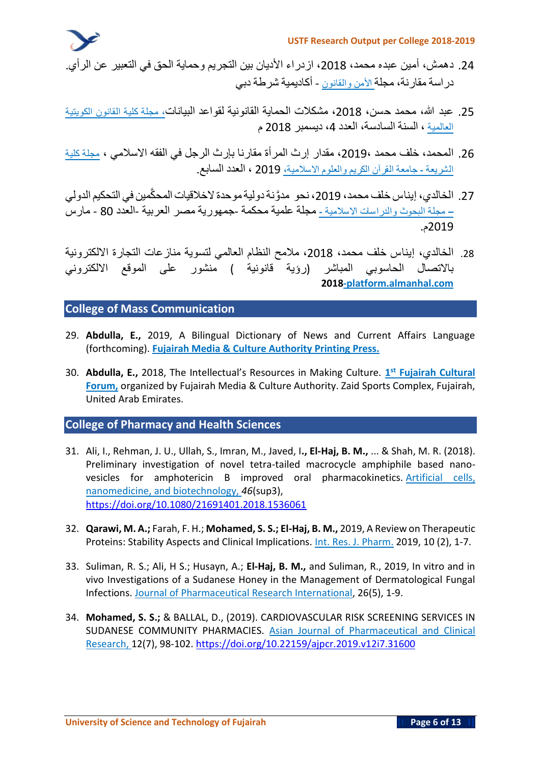24. دهمش، أمين عبده محمد، 2018، ازدراء الأديان بين التجريم وحماية الحق في التعبير عن الرأي. دراسة مقارنة، مجلة الأمن والقانون - أكاديمية شرطة دبي

25. عبد الله، محمد حسن، 2018، مشكلات الحماية القانونية لقواعد البيانات، مجلة كلية القانون الكويتية العالمية ، السنة السادسة، العدد 4، ديسمبر 2018 م

26. المحمد، خلف محمد ،2019، مقدار إرث المرأة مقارنا بإرث الرجل في الفقه الاسلامي ، مجلة كلية الشريعة - جامعة القرآن الكريم والعلوم الاسلامية، 2019 ، العدد السابع.

27. الخالدي، إيناس خلف محمد، 2019، نحو مدوَّنة دولية موحدة لاخلاقيات المحكَّمين في التحكيم الدولي – مجلة البحوث والدراسات الاسلامية - مجلة علمية محكمة -جمهورية مصر العربية -العدد 80 - مارس 2019م.

28. الخالدي، إيناس خلف محمد، 2018، ملامح النظام العالمي لتسوية منازعات التجارة الالكترونية بالاتصال الحاسوبي المباشر (رؤية قانونية ) منشور على الموقع الالكتروني **2018-platform.almanhal.com**

## College of Mass Communication

29. **Abdulla, E.,** 2019, A Bilingual Dictionary of News and Current Affairs Language (forthcoming). **Fujairah Media & Culture Authority Printing Press.**

30. **Abdulla, E.,** 2018, The Intellectual's Resources in Making Culture. **1st Fujairah Cultural Forum,** organized by Fujairah Media & Culture Authority. Zaid Sports Complex, Fujairah, United Arab Emirates.

## College of Pharmacy and Health Sciences

31. Ali, I., Rehman, J. U., Ullah, S., Imran, M., Javed, I**., El-Haj, B. M.,** ... & Shah, M. R. (2018). Preliminary investigation of novel tetra-tailed macrocycle amphiphile based nano-vesicles for amphotericin B improved oral pharmacokinetics. Artificial cells, nanomedicine, and biotechnology, *46*(sup3), https://doi.org/10.1080/21691401.2018.1536061

32. **Qarawi, M. A.;** Farah, F. H.; **Mohamed, S. S.; El-Haj, B. M.,** 2019, A Review on Therapeutic Proteins: Stability Aspects and Clinical Implications. Int. Res. J. Pharm. 2019, 10 (2), 1-7.

33. Suliman, R. S.; Ali, H S.; Husayn, A.; **El-Haj, B. M.,** and Suliman, R., 2019, In vitro and in vivo Investigations of a Sudanese Honey in the Management of Dermatological Fungal Infections. Journal of Pharmaceutical Research International, 26(5), 1-9.

34. **Mohamed, S. S.;** & BALLAL, D., (2019). CARDIOVASCULAR RISK SCREENING SERVICES IN SUDANESE COMMUNITY PHARMACIES. Asian Journal of Pharmaceutical and Clinical Research, 12(7), 98-102. https://doi.org/10.22159/ajpcr.2019.v12i7.31600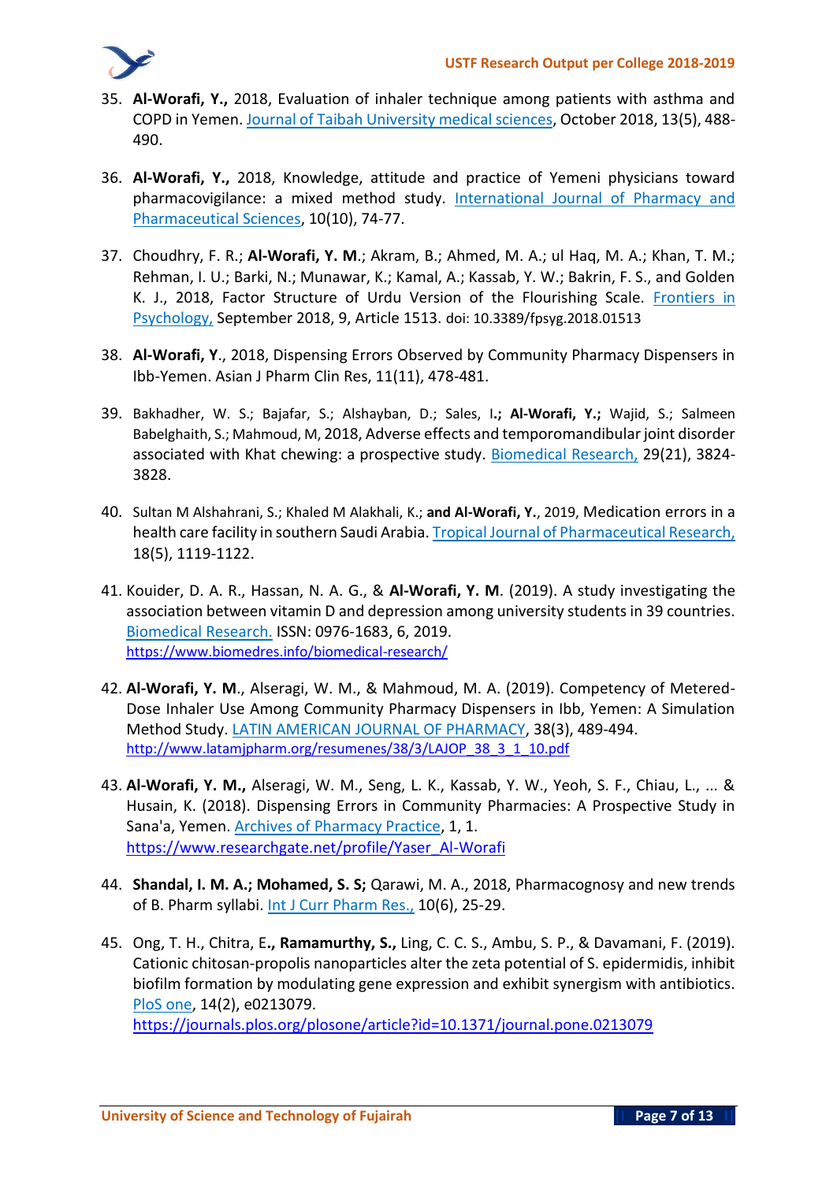35. **Al-Worafi, Y.,** 2018, Evaluation of inhaler technique among patients with asthma and COPD in Yemen. Journal of Taibah University medical sciences, October 2018, 13(5), 488-490.

36. **Al-Worafi, Y.,** 2018, Knowledge, attitude and practice of Yemeni physicians toward pharmacovigilance: a mixed method study. International Journal of Pharmacy and Pharmaceutical Sciences, 10(10), 74-77.

37. Choudhry, F. R.; **Al-Worafi, Y. M**.; Akram, B.; Ahmed, M. A.; ul Haq, M. A.; Khan, T. M.; Rehman, I. U.; Barki, N.; Munawar, K.; Kamal, A.; Kassab, Y. W.; Bakrin, F. S., and Golden K. J., 2018, Factor Structure of Urdu Version of the Flourishing Scale. Frontiers in Psychology, September 2018, 9, Article 1513. doi: 10.3389/fpsyg.2018.01513

38. **Al-Worafi, Y**., 2018, Dispensing Errors Observed by Community Pharmacy Dispensers in Ibb-Yemen. Asian J Pharm Clin Res, 11(11), 478-481.

39. Bakhadher, W. S.; Bajafar, S.; Alshayban, D.; Sales, I.**; Al-Worafi, Y.;** Wajid, S.; Salmeen Babelghaith, S.; Mahmoud, M, 2018, Adverse effects and temporomandibular joint disorder associated with Khat chewing: a prospective study. Biomedical Research, 29(21), 3824-3828.

40. Sultan M Alshahrani, S.; Khaled M Alakhali, K.; **and Al-Worafi, Y.**, 2019, Medication errors in a health care facility in southern Saudi Arabia. Tropical Journal of Pharmaceutical Research, 18(5), 1119-1122.

41. Kouider, D. A. R., Hassan, N. A. G., & **Al-Worafi, Y. M**. (2019). A study investigating the association between vitamin D and depression among university students in 39 countries. Biomedical Research. ISSN: 0976-1683, 6, 2019. https://www.biomedres.info/biomedical-research/

42. **Al-Worafi, Y. M**., Alseragi, W. M., & Mahmoud, M. A. (2019). Competency of Metered-Dose Inhaler Use Among Community Pharmacy Dispensers in Ibb, Yemen: A Simulation Method Study. LATIN AMERICAN JOURNAL OF PHARMACY, 38(3), 489-494. http://www.latamjpharm.org/resumenes/38/3/LAJOP_38_3_1_10.pdf

43. **Al-Worafi, Y. M.,** Alseragi, W. M., Seng, L. K., Kassab, Y. W., Yeoh, S. F., Chiau, L., ... & Husain, K. (2018). Dispensing Errors in Community Pharmacies: A Prospective Study in Sana'a, Yemen. Archives of Pharmacy Practice, 1, 1. https://www.researchgate.net/profile/Yaser_Al-Worafi

44. **Shandal, I. M. A.; Mohamed, S. S;** Qarawi, M. A., 2018, Pharmacognosy and new trends of B. Pharm syllabi. Int J Curr Pharm Res., 10(6), 25-29.

45. Ong, T. H., Chitra, E**., Ramamurthy, S.,** Ling, C. C. S., Ambu, S. P., & Davamani, F. (2019). Cationic chitosan-propolis nanoparticles alter the zeta potential of S. epidermidis, inhibit biofilm formation by modulating gene expression and exhibit synergism with antibiotics. PloS one, 14(2), e0213079. https://journals.plos.org/plosone/article?id=10.1371/journal.pone.0213079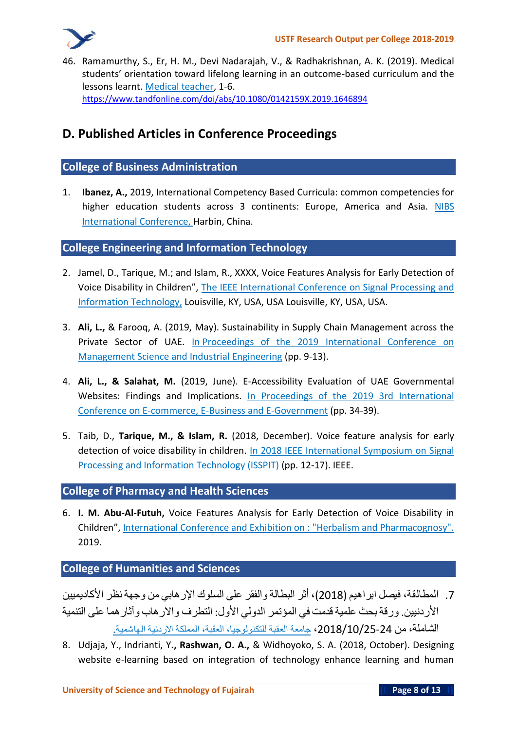46. Ramamurthy, S., Er, H. M., Devi Nadarajah, V., & Radhakrishnan, A. K. (2019). Medical students' orientation toward lifelong learning in an outcome-based curriculum and the lessons learnt. Medical teacher, 1-6. https://www.tandfonline.com/doi/abs/10.1080/0142159X.2019.1646894

## D. Published Articles in Conference Proceedings

### College of Business Administration

1. **Ibanez, A.,** 2019, International Competency Based Curricula: common competencies for higher education students across 3 continents: Europe, America and Asia. NIBS International Conference, Harbin, China.

### College Engineering and Information Technology

2. Jamel, D., Tarique, M.; and Islam, R., XXXX, Voice Features Analysis for Early Detection of Voice Disability in Children", The IEEE International Conference on Signal Processing and Information Technology, Louisville, KY, USA, USA Louisville, KY, USA, USA.

3. **Ali, L.,** & Farooq, A. (2019, May). Sustainability in Supply Chain Management across the Private Sector of UAE. In Proceedings of the 2019 International Conference on Management Science and Industrial Engineering (pp. 9-13).

4. **Ali, L., & Salahat, M.** (2019, June). E-Accessibility Evaluation of UAE Governmental Websites: Findings and Implications. In Proceedings of the 2019 3rd International Conference on E-commerce, E-Business and E-Government (pp. 34-39).

5. Taib, D., **Tarique, M., & Islam, R.** (2018, December). Voice feature analysis for early detection of voice disability in children. In 2018 IEEE International Symposium on Signal Processing and Information Technology (ISSPIT) (pp. 12-17). IEEE.

### College of Pharmacy and Health Sciences

6. **I. M. Abu-Al-Futuh,** Voice Features Analysis for Early Detection of Voice Disability in Children", International Conference and Exhibition on : "Herbalism and Pharmacognosy". 2019.

### College of Humanities and Sciences

7. المطالقة، فيصل ابراهيم (2018)، أثر البطالة والفقر على السلوك الإرهابي من وجهة نظر الأكاديميين الأردنيين. ورقة بحث علمية قدمت في المؤتمر الدولي الأول: التطرف والارهاب وآثارهما على التنمية الشاملة، من 24-2018/10/25، جامعة العقبة للتكنولوجيا، العقبة، المملكة الاردنية الهاشمية.

8. Udjaja, Y., Indrianti, Y**., Rashwan, O. A.,** & Widhoyoko, S. A. (2018, October). Designing website e-learning based on integration of technology enhance learning and human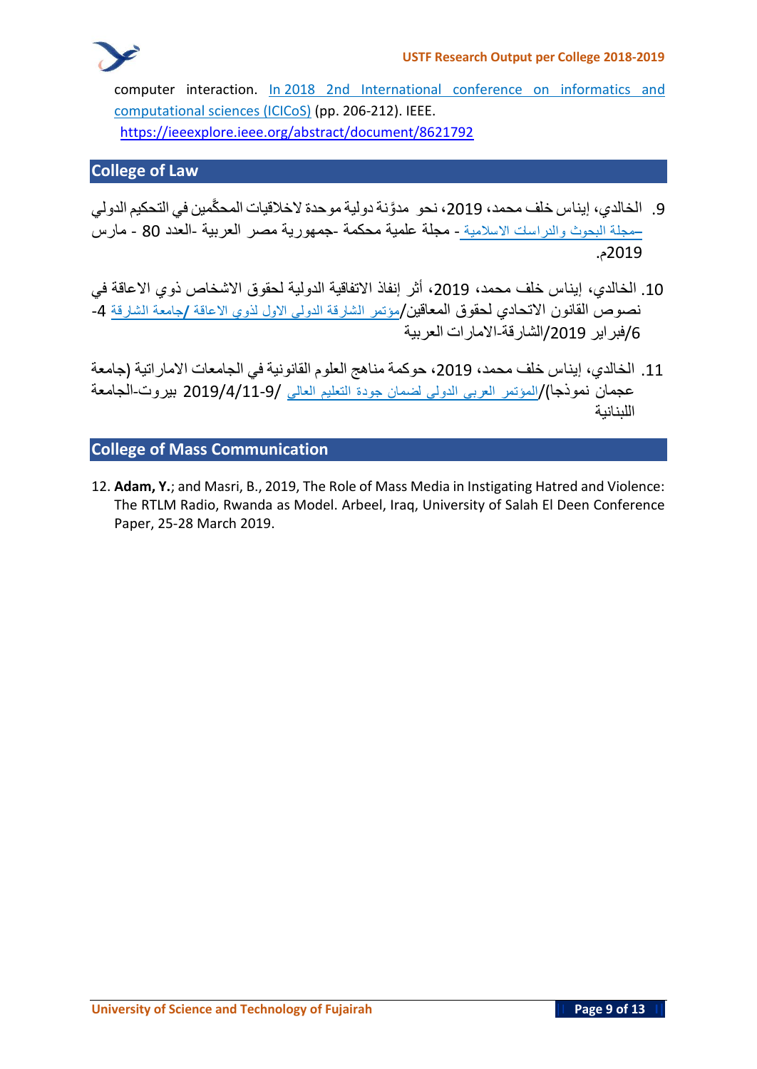computer interaction. In 2018 2nd International conference on informatics and computational sciences (ICICoS) (pp. 206-212). IEEE.
https://ieeexplore.ieee.org/abstract/document/8621792

## College of Law

9. الخالدي، إيناس خلف محمد، 2019، نحو مدوَّنة دولية موحدة لاخلاقيات المحكَّمين في التحكيم الدولي –مجلة البحوث والدراسات الاسلامية - مجلة علمية محكمة -جمهورية مصر العربية -العدد 80 - مارس 2019م.

10. الخالدي، إيناس خلف محمد، 2019، أثر إنفاذ الاتفاقية الدولية لحقوق الاشخاص ذوي الاعاقة في نصوص القانون الاتحادي لحقوق المعاقين/مؤتمر الشارقة الدولي الاول لذوي الاعاقة /جامعة الشارقة 4-6/فبراير 2019/الشارقة-الامارات العربية

11. الخالدي، إيناس خلف محمد، 2019، حوكمة مناهج العلوم القانونية في الجامعات الاماراتية (جامعة عجمان نموذجا)/المؤتمر العربي الدولي لضمان جودة التعليم العالي /9-2019/4/11 بيروت-الجامعة اللبنانية

## College of Mass Communication

12. **Adam, Y.**; and Masri, B., 2019, The Role of Mass Media in Instigating Hatred and Violence: The RTLM Radio, Rwanda as Model. Arbeel, Iraq, University of Salah El Deen Conference Paper, 25-28 March 2019.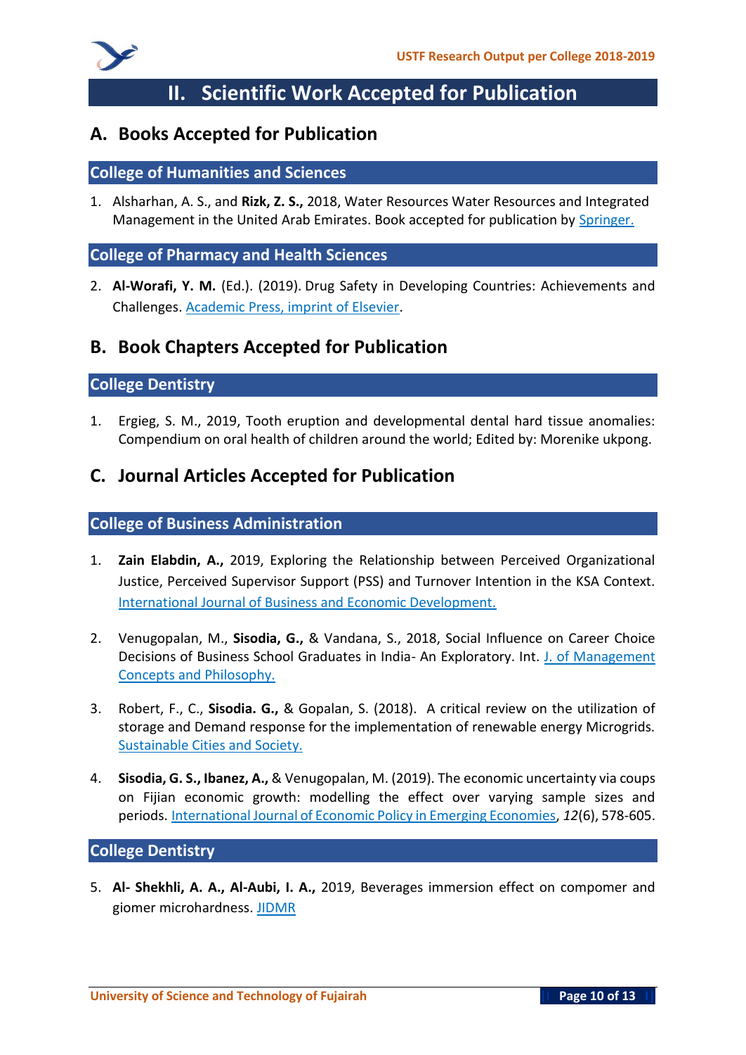# II. Scientific Work Accepted for Publication

## A. Books Accepted for Publication

### College of Humanities and Sciences

1. Alsharhan, A. S., and **Rizk, Z. S.,** 2018, Water Resources Water Resources and Integrated Management in the United Arab Emirates. Book accepted for publication by Springer.

### College of Pharmacy and Health Sciences

2. **Al-Worafi, Y. M.** (Ed.). (2019). Drug Safety in Developing Countries: Achievements and Challenges. Academic Press, imprint of Elsevier.

## B. Book Chapters Accepted for Publication

### College Dentistry

1. Ergieg, S. M., 2019, Tooth eruption and developmental dental hard tissue anomalies: Compendium on oral health of children around the world; Edited by: Morenike ukpong.

## C. Journal Articles Accepted for Publication

### College of Business Administration

1. **Zain Elabdin, A.,** 2019, Exploring the Relationship between Perceived Organizational Justice, Perceived Supervisor Support (PSS) and Turnover Intention in the KSA Context. International Journal of Business and Economic Development.

2. Venugopalan, M., **Sisodia, G.,** & Vandana, S., 2018, Social Influence on Career Choice Decisions of Business School Graduates in India- An Exploratory. Int. J. of Management Concepts and Philosophy.

3. Robert, F., C., **Sisodia. G.,** & Gopalan, S. (2018). A critical review on the utilization of storage and Demand response for the implementation of renewable energy Microgrids. Sustainable Cities and Society.

4. **Sisodia, G. S., Ibanez, A.,** & Venugopalan, M. (2019). The economic uncertainty via coups on Fijian economic growth: modelling the effect over varying sample sizes and periods. International Journal of Economic Policy in Emerging Economies, *12*(6), 578-605.

### College Dentistry

5. **Al- Shekhli, A. A., Al-Aubi, I. A.,** 2019, Beverages immersion effect on compomer and giomer microhardness. JIDMR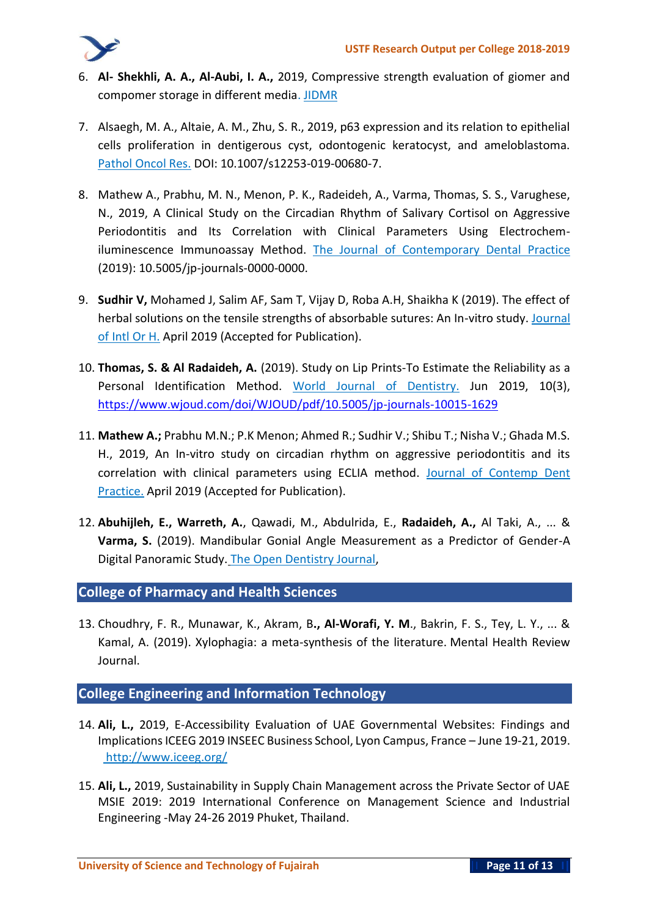6. **Al- Shekhli, A. A., Al-Aubi, I. A.,** 2019, Compressive strength evaluation of giomer and compomer storage in different media. JIDMR

7. Alsaegh, M. A., Altaie, A. M., Zhu, S. R., 2019, p63 expression and its relation to epithelial cells proliferation in dentigerous cyst, odontogenic keratocyst, and ameloblastoma. Pathol Oncol Res. DOI: 10.1007/s12253-019-00680-7.

8. Mathew A., Prabhu, M. N., Menon, P. K., Radeideh, A., Varma, Thomas, S. S., Varughese, N., 2019, A Clinical Study on the Circadian Rhythm of Salivary Cortisol on Aggressive Periodontitis and Its Correlation with Clinical Parameters Using Electrochem-iluminescence Immunoassay Method. The Journal of Contemporary Dental Practice (2019): 10.5005/jp-journals-0000-0000.

9. **Sudhir V,** Mohamed J, Salim AF, Sam T, Vijay D, Roba A.H, Shaikha K (2019). The effect of herbal solutions on the tensile strengths of absorbable sutures: An In-vitro study. Journal of Intl Or H. April 2019 (Accepted for Publication).

10. **Thomas, S. & Al Radaideh, A.** (2019). Study on Lip Prints-To Estimate the Reliability as a Personal Identification Method. World Journal of Dentistry. Jun 2019, 10(3), https://www.wjoud.com/doi/WJOUD/pdf/10.5005/jp-journals-10015-1629

11. **Mathew A.;** Prabhu M.N.; P.K Menon; Ahmed R.; Sudhir V.; Shibu T.; Nisha V.; Ghada M.S. H., 2019, An in-vitro study on circadian rhythm on aggressive periodontitis and its correlation with clinical parameters using ECLIA method. Journal of Contemp Dent Practice. April 2019 (Accepted for Publication).

12. **Abuhijleh, E., Warreth, A.**, Qawadi, M., Abdulrida, E., **Radaideh, A.,** Al Taki, A., ... & **Varma, S.** (2019). Mandibular Gonial Angle Measurement as a Predictor of Gender-A Digital Panoramic Study. The Open Dentistry Journal,

## College of Pharmacy and Health Sciences

13. Choudhry, F. R., Munawar, K., Akram, B**., Al-Worafi, Y. M**., Bakrin, F. S., Tey, L. Y., ... & Kamal, A. (2019). Xylophagia: a meta-synthesis of the literature. Mental Health Review Journal.

## College Engineering and Information Technology

14. **Ali, L.,** 2019, E-Accessibility Evaluation of UAE Governmental Websites: Findings and Implications ICEEG 2019 INSEEC Business School, Lyon Campus, France – June 19-21, 2019. http://www.iceeg.org/

15. **Ali, L.,** 2019, Sustainability in Supply Chain Management across the Private Sector of UAE MSIE 2019: 2019 International Conference on Management Science and Industrial Engineering -May 24-26 2019 Phuket, Thailand.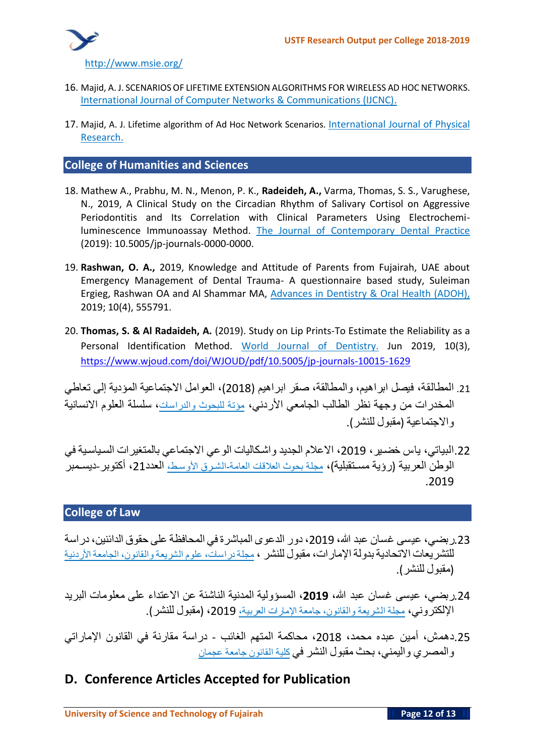http://www.msie.org/

16. Majid, A. J. SCENARIOS OF LIFETIME EXTENSION ALGORITHMS FOR WIRELESS AD HOC NETWORKS. International Journal of Computer Networks & Communications (IJCNC).

17. Majid, A. J. Lifetime algorithm of Ad Hoc Network Scenarios. International Journal of Physical Research.

## College of Humanities and Sciences

18. Mathew A., Prabhu, M. N., Menon, P. K., **Radeideh, A.,** Varma, Thomas, S. S., Varughese, N., 2019, A Clinical Study on the Circadian Rhythm of Salivary Cortisol on Aggressive Periodontitis and Its Correlation with Clinical Parameters Using Electrochemi-luminescence Immunoassay Method. The Journal of Contemporary Dental Practice (2019): 10.5005/jp-journals-0000-0000.

19. **Rashwan, O. A.,** 2019, Knowledge and Attitude of Parents from Fujairah, UAE about Emergency Management of Dental Trauma- A questionnaire based study, Suleiman Ergieg, Rashwan OA and Al Shammar MA, Advances in Dentistry & Oral Health (ADOH), 2019; 10(4), 555791.

20. **Thomas, S. & Al Radaideh, A.** (2019). Study on Lip Prints-To Estimate the Reliability as a Personal Identification Method. World Journal of Dentistry. Jun 2019, 10(3), https://www.wjoud.com/doi/WJOUD/pdf/10.5005/jp-journals-10015-1629

21. المطالقة، فيصل ابراهيم، والمطالقة، صقر ابراهيم (2018)، العوامل الاجتماعية المؤدية إلى تعاطي المخدرات من وجهة نظر الطالب الجامعي الأردني، مؤتة للبحوث والدراسات، سلسلة العلوم الانسانية والاجتماعية (مقبول للنشر).

22. البياتي، ياس خضير، 2019، الاعلام الجديد واشكاليات الوعي الاجتماعي بالمتغيرات السياسية في الوطن العربية (رؤية مستقبلية)، مجلة بحوث العلاقات العامة-الشرق الأوسط، العدد21، أكتوبر-ديسمبر 2019.

## College of Law

23. ربضي، عيسى غسان عبد الله، 2019، دور الدعوى المباشرة في المحافظة على حقوق الدائنين، دراسة للتشريعات الاتحادية بدولة الإمارات، مقبول للنشر ، مجلة دراسات، علوم الشريعة والقانون، الجامعة الأردنية (مقبول للنشر).

24. ربضي، عيسى غسان عبد الله، **2019**، المسؤولية المدنية الناشئة عن الاعتداء على معلومات البريد الإلكتروني، مجلة الشريعة والقانون، جامعة الإمارات العربية، 2019، (مقبول للنشر).

25. دهمش، أمين عبده محمد، 2018، محاكمة المتهم الغائب - دراسة مقارنة في القانون الإماراتي والمصري واليمني، بحث مقبول النشر في كلية القانون جامعة عجمان

## D. Conference Articles Accepted for Publication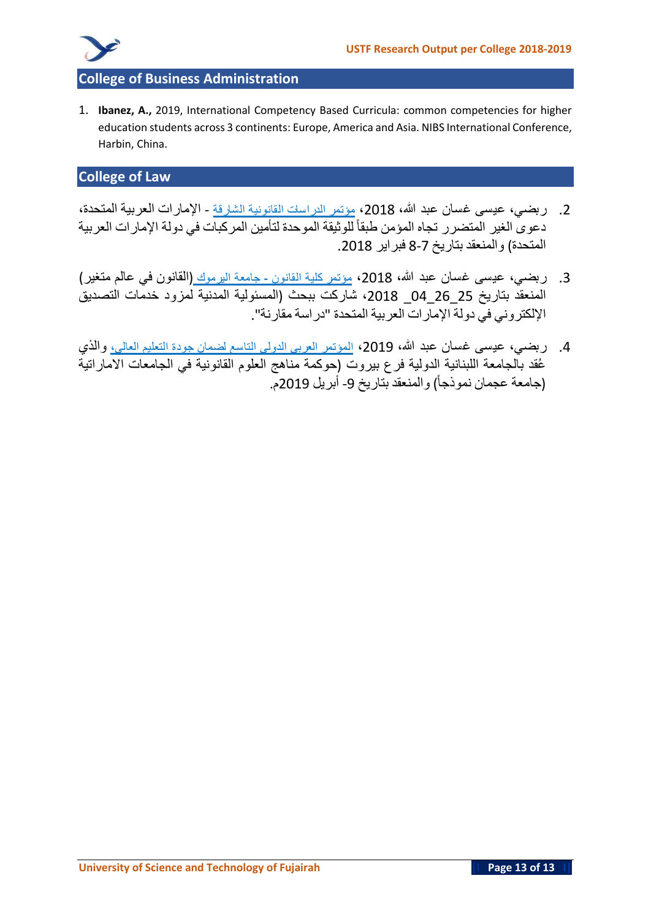## College of Business Administration

1. **Ibanez, A.,** 2019, International Competency Based Curricula: common competencies for higher education students across 3 continents: Europe, America and Asia. NIBS International Conference, Harbin, China.

## College of Law

2. ربضي، عيسى غسان عبد الله، 2018، مؤتمر الدراسات القانونية الشارقة - الإمارات العربية المتحدة، دعوى الغير المتضرر تجاه المؤمن طبقاً للوثيقة الموحدة لتأمين المركبات في دولة الإمارات العربية المتحدة) والمنعقد بتاريخ 7-8 فبراير 2018.

3. ربضي، عيسى غسان عبد الله، 2018، مؤتمر كلية القانون - جامعة اليرموك (القانون في عالم متغير) المنعقد بتاريخ 25_26_04 _2018، شاركت ببحث (المسئولية المدنية لمزود خدمات التصديق الإلكتروني في دولة الإمارات العربية المتحدة "دراسة مقارنة".

4. ربضي، عيسى غسان عبد الله، 2019، المؤتمر العربي الدولي التاسع لضمان جودة التعليم العالي، والذي عُقد بالجامعة اللبنانية الدولية فرع بيروت (حوكمة مناهج العلوم القانونية في الجامعات الاماراتية (جامعة عجمان نموذجاً) والمنعقد بتاريخ 9- أبريل 2019م.